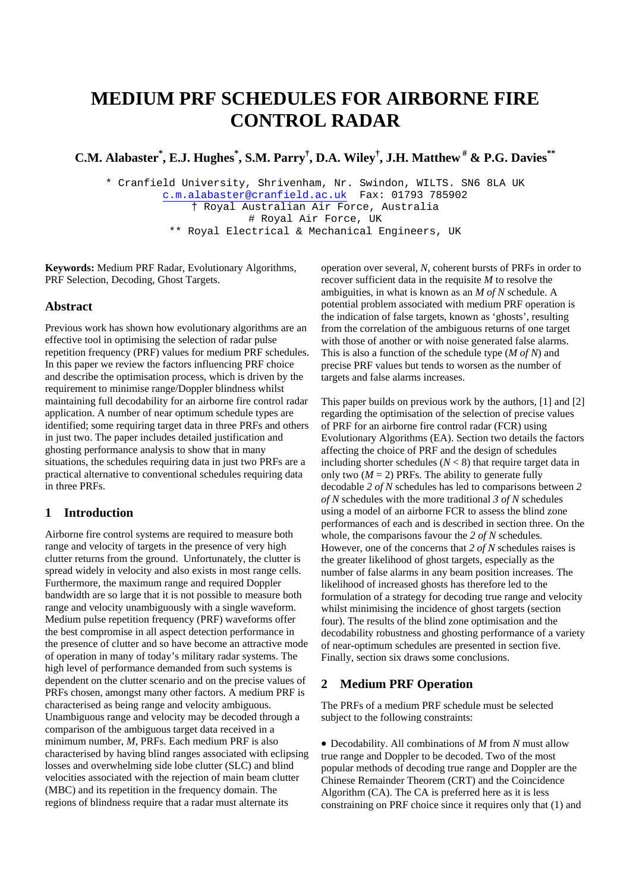# MEDIUM PRF SCHEDULES FOR AIRBORNE FIRE CONTROL RADAR

**C.M. Alabaster\*, E.J. Hughes\*, S.M. Parry†, D.A. Wiley†, J.H. Matthew # & P.G. Davies\*\***

\* Cranfield University, Shrivenham, Nr. Swindon, WILTS. SN6 8LA UK
c.m.alabaster@cranfield.ac.uk Fax: 01793 785902
† Royal Australian Air Force, Australia
\# Royal Air Force, UK
\*\* Royal Electrical & Mechanical Engineers, UK

**Keywords:** Medium PRF Radar, Evolutionary Algorithms, PRF Selection, Decoding, Ghost Targets.

## Abstract

Previous work has shown how evolutionary algorithms are an effective tool in optimising the selection of radar pulse repetition frequency (PRF) values for medium PRF schedules. In this paper we review the factors influencing PRF choice and describe the optimisation process, which is driven by the requirement to minimise range/Doppler blindness whilst maintaining full decodability for an airborne fire control radar application. A number of near optimum schedule types are identified; some requiring target data in three PRFs and others in just two. The paper includes detailed justification and ghosting performance analysis to show that in many situations, the schedules requiring data in just two PRFs are a practical alternative to conventional schedules requiring data in three PRFs.

## 1 Introduction

Airborne fire control systems are required to measure both range and velocity of targets in the presence of very high clutter returns from the ground. Unfortunately, the clutter is spread widely in velocity and also exists in most range cells. Furthermore, the maximum range and required Doppler bandwidth are so large that it is not possible to measure both range and velocity unambiguously with a single waveform. Medium pulse repetition frequency (PRF) waveforms offer the best compromise in all aspect detection performance in the presence of clutter and so have become an attractive mode of operation in many of today's military radar systems. The high level of performance demanded from such systems is dependent on the clutter scenario and on the precise values of PRFs chosen, amongst many other factors. A medium PRF is characterised as being range and velocity ambiguous. Unambiguous range and velocity may be decoded through a comparison of the ambiguous target data received in a minimum number, *M*, PRFs. Each medium PRF is also characterised by having blind ranges associated with eclipsing losses and overwhelming side lobe clutter (SLC) and blind velocities associated with the rejection of main beam clutter (MBC) and its repetition in the frequency domain. The regions of blindness require that a radar must alternate its operation over several, *N*, coherent bursts of PRFs in order to recover sufficient data in the requisite *M* to resolve the ambiguities, in what is known as an *M of N* schedule. A potential problem associated with medium PRF operation is the indication of false targets, known as 'ghosts', resulting from the correlation of the ambiguous returns of one target with those of another or with noise generated false alarms. This is also a function of the schedule type (*M of N*) and precise PRF values but tends to worsen as the number of targets and false alarms increases.

This paper builds on previous work by the authors, [1] and [2] regarding the optimisation of the selection of precise values of PRF for an airborne fire control radar (FCR) using Evolutionary Algorithms (EA). Section two details the factors affecting the choice of PRF and the design of schedules including shorter schedules ($N < 8$) that require target data in only two ($M = 2$) PRFs. The ability to generate fully decodable *2 of N* schedules has led to comparisons between *2 of N* schedules with the more traditional *3 of N* schedules using a model of an airborne FCR to assess the blind zone performances of each and is described in section three. On the whole, the comparisons favour the *2 of N* schedules. However, one of the concerns that *2 of N* schedules raises is the greater likelihood of ghost targets, especially as the number of false alarms in any beam position increases. The likelihood of increased ghosts has therefore led to the formulation of a strategy for decoding true range and velocity whilst minimising the incidence of ghost targets (section four). The results of the blind zone optimisation and the decodability robustness and ghosting performance of a variety of near-optimum schedules are presented in section five. Finally, section six draws some conclusions.

## 2 Medium PRF Operation

The PRFs of a medium PRF schedule must be selected subject to the following constraints:

- Decodability. All combinations of *M* from *N* must allow true range and Doppler to be decoded. Two of the most popular methods of decoding true range and Doppler are the Chinese Remainder Theorem (CRT) and the Coincidence Algorithm (CA). The CA is preferred here as it is less constraining on PRF choice since it requires only that (1) and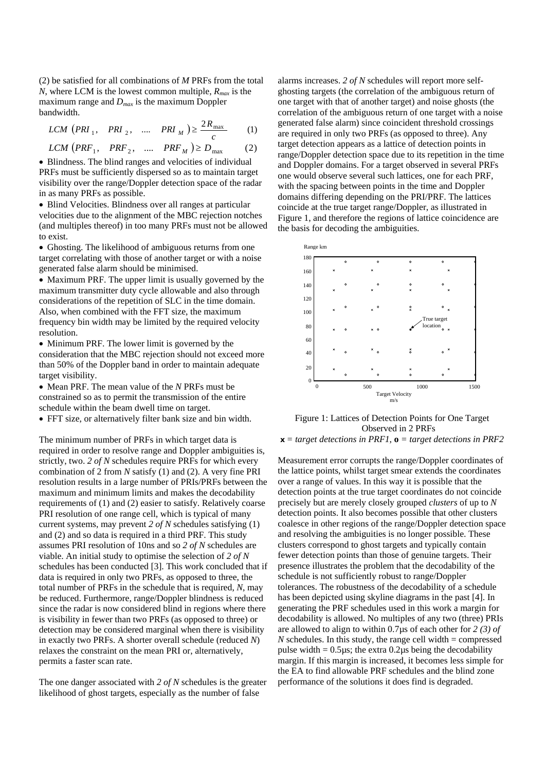(2) be satisfied for all combinations of $M$ PRFs from the total $N$, where LCM is the lowest common multiple, $R_{max}$ is the maximum range and $D_{max}$ is the maximum Doppler bandwidth.

$$LCM\ (PRI_1,\quad PRI_2,\quad ....\quad PRI_M) \geq \frac{2R_{max}}{c} \qquad (1)$$

$$LCM\ (PRF_1,\quad PRF_2,\quad ....\quad PRF_M) \geq D_{max} \qquad (2)$$

- Blindness. The blind ranges and velocities of individual PRFs must be sufficiently dispersed so as to maintain target visibility over the range/Doppler detection space of the radar in as many PRFs as possible.
- Blind Velocities. Blindness over all ranges at particular velocities due to the alignment of the MBC rejection notches (and multiples thereof) in too many PRFs must not be allowed to exist.
- Ghosting. The likelihood of ambiguous returns from one target correlating with those of another target or with a noise generated false alarm should be minimised.
- Maximum PRF. The upper limit is usually governed by the maximum transmitter duty cycle allowable and also through considerations of the repetition of SLC in the time domain. Also, when combined with the FFT size, the maximum frequency bin width may be limited by the required velocity resolution.
- Minimum PRF. The lower limit is governed by the consideration that the MBC rejection should not exceed more than 50% of the Doppler band in order to maintain adequate target visibility.
- Mean PRF. The mean value of the $N$ PRFs must be constrained so as to permit the transmission of the entire schedule within the beam dwell time on target.
- FFT size, or alternatively filter bank size and bin width.

The minimum number of PRFs in which target data is required in order to resolve range and Doppler ambiguities is, strictly, two. *2 of N* schedules require PRFs for which every combination of 2 from $N$ satisfy (1) and (2). A very fine PRI resolution results in a large number of PRIs/PRFs between the maximum and minimum limits and makes the decodability requirements of (1) and (2) easier to satisfy. Relatively coarse PRI resolution of one range cell, which is typical of many current systems, may prevent *2 of N* schedules satisfying (1) and (2) and so data is required in a third PRF. This study assumes PRI resolution of 10ns and so *2 of N* schedules are viable. An initial study to optimise the selection of *2 of N* schedules has been conducted [3]. This work concluded that if data is required in only two PRFs, as opposed to three, the total number of PRFs in the schedule that is required, $N$, may be reduced. Furthermore, range/Doppler blindness is reduced since the radar is now considered blind in regions where there is visibility in fewer than two PRFs (as opposed to three) or detection may be considered marginal when there is visibility in exactly two PRFs. A shorter overall schedule (reduced $N$) relaxes the constraint on the mean PRI or, alternatively, permits a faster scan rate.

The one danger associated with *2 of N* schedules is the greater likelihood of ghost targets, especially as the number of false alarms increases. *2 of N* schedules will report more self-ghosting targets (the correlation of the ambiguous return of one target with that of another target) and noise ghosts (the correlation of the ambiguous return of one target with a noise generated false alarm) since coincident threshold crossings are required in only two PRFs (as opposed to three). Any target detection appears as a lattice of detection points in range/Doppler detection space due to its repetition in the time and Doppler domains. For a target observed in several PRFs one would observe several such lattices, one for each PRF, with the spacing between points in the time and Doppler domains differing depending on the PRI/PRF. The lattices coincide at the true target range/Doppler, as illustrated in Figure 1, and therefore the regions of lattice coincidence are the basis for decoding the ambiguities.

Figure 1: Lattices of Detection Points for One Target Observed in 2 PRFs
**x** = *target detections in PRF1*, **o** = *target detections in PRF2*

Measurement error corrupts the range/Doppler coordinates of the lattice points, whilst target smear extends the coordinates over a range of values. In this way it is possible that the detection points at the true target coordinates do not coincide precisely but are merely closely grouped *clusters* of up to $N$ detection points. It also becomes possible that other clusters coalesce in other regions of the range/Doppler detection space and resolving the ambiguities is no longer possible. These clusters correspond to ghost targets and typically contain fewer detection points than those of genuine targets. Their presence illustrates the problem that the decodability of the schedule is not sufficiently robust to range/Doppler tolerances. The robustness of the decodability of a schedule has been depicted using skyline diagrams in the past [4]. In generating the PRF schedules used in this work a margin for decodability is allowed. No multiples of any two (three) PRIs are allowed to align to within 0.7μs of each other for *2 (3) of N* schedules. In this study, the range cell width = compressed pulse width = 0.5μs; the extra 0.2μs being the decodability margin. If this margin is increased, it becomes less simple for the EA to find allowable PRF schedules and the blind zone performance of the solutions it does find is degraded.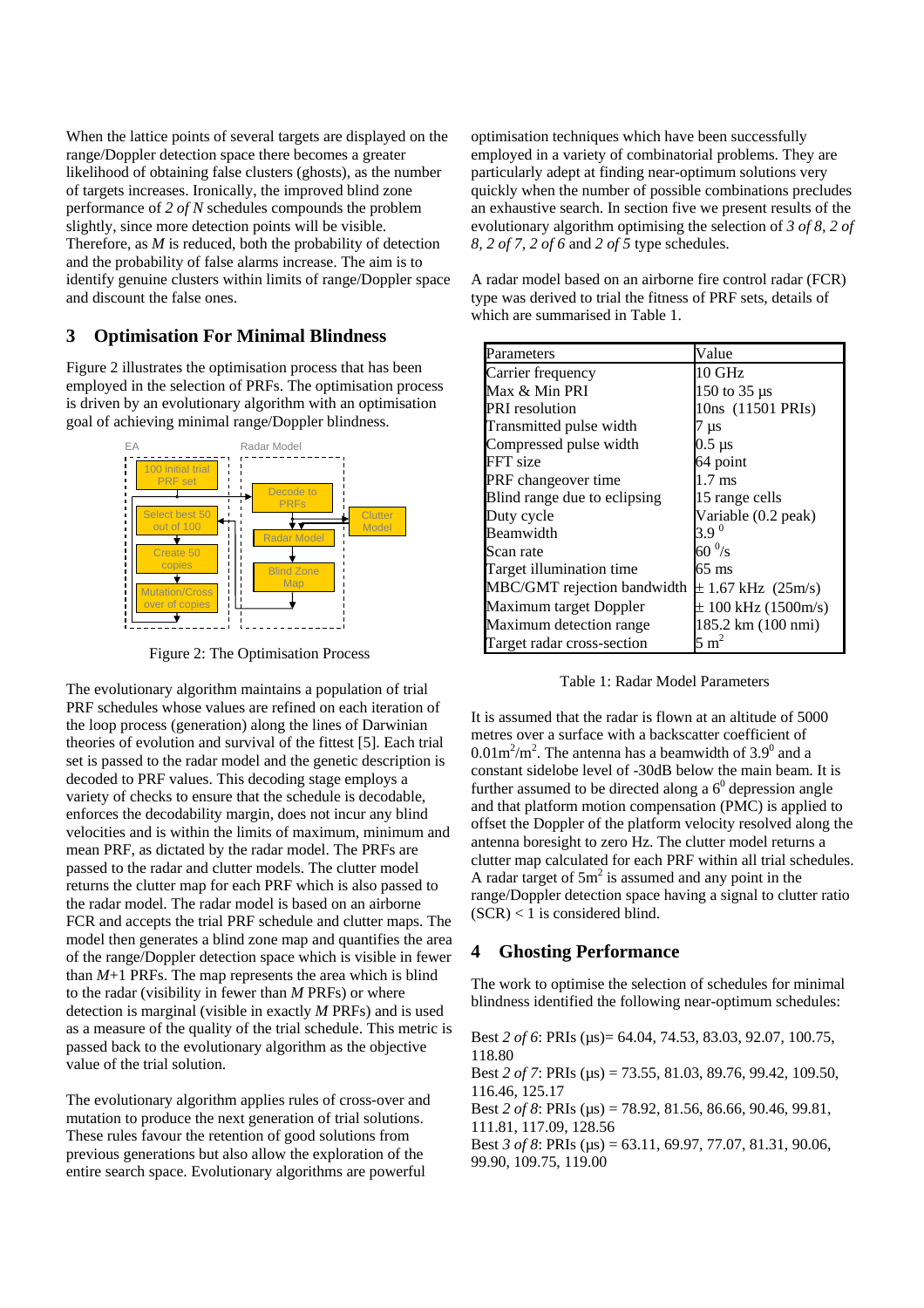When the lattice points of several targets are displayed on the range/Doppler detection space there becomes a greater likelihood of obtaining false clusters (ghosts), as the number of targets increases. Ironically, the improved blind zone performance of *2 of N* schedules compounds the problem slightly, since more detection points will be visible. Therefore, as *M* is reduced, both the probability of detection and the probability of false alarms increase. The aim is to identify genuine clusters within limits of range/Doppler space and discount the false ones.

## 3 Optimisation For Minimal Blindness

Figure 2 illustrates the optimisation process that has been employed in the selection of PRFs. The optimisation process is driven by an evolutionary algorithm with an optimisation goal of achieving minimal range/Doppler blindness.

EA | Radar Model

100 initial trial PRF set → Select best 50 out of 100 → Create 50 copies → Mutation/Cross over of copies

Decode to PRFs → Radar Model → Blind Zone Map; Clutter Model

Figure 2: The Optimisation Process

The evolutionary algorithm maintains a population of trial PRF schedules whose values are refined on each iteration of the loop process (generation) along the lines of Darwinian theories of evolution and survival of the fittest [5]. Each trial set is passed to the radar model and the genetic description is decoded to PRF values. This decoding stage employs a variety of checks to ensure that the schedule is decodable, enforces the decodability margin, does not incur any blind velocities and is within the limits of maximum, minimum and mean PRF, as dictated by the radar model. The PRFs are passed to the radar and clutter models. The clutter model returns the clutter map for each PRF which is also passed to the radar model. The radar model is based on an airborne FCR and accepts the trial PRF schedule and clutter maps. The model then generates a blind zone map and quantifies the area of the range/Doppler detection space which is visible in fewer than *M*+1 PRFs. The map represents the area which is blind to the radar (visibility in fewer than *M* PRFs) or where detection is marginal (visible in exactly *M* PRFs) and is used as a measure of the quality of the trial schedule. This metric is passed back to the evolutionary algorithm as the objective value of the trial solution.

The evolutionary algorithm applies rules of cross-over and mutation to produce the next generation of trial solutions. These rules favour the retention of good solutions from previous generations but also allow the exploration of the entire search space. Evolutionary algorithms are powerful optimisation techniques which have been successfully employed in a variety of combinatorial problems. They are particularly adept at finding near-optimum solutions very quickly when the number of possible combinations precludes an exhaustive search. In section five we present results of the evolutionary algorithm optimising the selection of *3 of 8, 2 of 8, 2 of 7, 2 of 6* and *2 of 5* type schedules.

A radar model based on an airborne fire control radar (FCR) type was derived to trial the fitness of PRF sets, details of which are summarised in Table 1.

| Parameters | Value |
|---|---|
| Carrier frequency | 10 GHz |
| Max & Min PRI | 150 to 35 μs |
| PRI resolution | 10ns (11501 PRIs) |
| Transmitted pulse width | 7 μs |
| Compressed pulse width | 0.5 μs |
| FFT size | 64 point |
| PRF changeover time | 1.7 ms |
| Blind range due to eclipsing | 15 range cells |
| Duty cycle | Variable (0.2 peak) |
| Beamwidth | $3.9^{0}$ |
| Scan rate | $60\ ^{0}/\text{s}$ |
| Target illumination time | 65 ms |
| MBC/GMT rejection bandwidth | ± 1.67 kHz (25m/s) |
| Maximum target Doppler | ± 100 kHz (1500m/s) |
| Maximum detection range | 185.2 km (100 nmi) |
| Target radar cross-section | $5\ m^2$ |

Table 1: Radar Model Parameters

It is assumed that the radar is flown at an altitude of 5000 metres over a surface with a backscatter coefficient of $0.01m^2/m^2$. The antenna has a beamwidth of $3.9^0$ and a constant sidelobe level of -30dB below the main beam. It is further assumed to be directed along a $6^0$ depression angle and that platform motion compensation (PMC) is applied to offset the Doppler of the platform velocity resolved along the antenna boresight to zero Hz. The clutter model returns a clutter map calculated for each PRF within all trial schedules. A radar target of $5m^2$ is assumed and any point in the range/Doppler detection space having a signal to clutter ratio (SCR) < 1 is considered blind.

## 4 Ghosting Performance

The work to optimise the selection of schedules for minimal blindness identified the following near-optimum schedules:

Best *2 of 6*: PRIs (μs)= 64.04, 74.53, 83.03, 92.07, 100.75, 118.80
Best *2 of 7*: PRIs (μs) = 73.55, 81.03, 89.76, 99.42, 109.50, 116.46, 125.17
Best *2 of 8*: PRIs (μs) = 78.92, 81.56, 86.66, 90.46, 99.81, 111.81, 117.09, 128.56
Best *3 of 8*: PRIs (μs) = 63.11, 69.97, 77.07, 81.31, 90.06, 99.90, 109.75, 119.00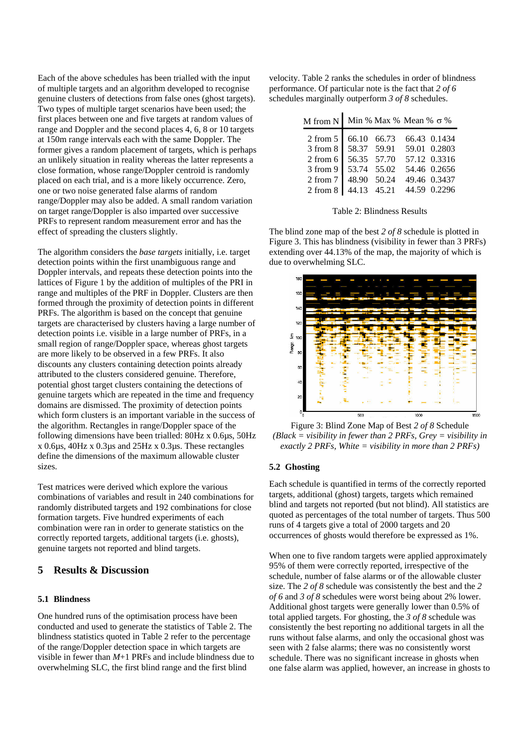Each of the above schedules has been trialled with the input of multiple targets and an algorithm developed to recognise genuine clusters of detections from false ones (ghost targets). Two types of multiple target scenarios have been used; the first places between one and five targets at random values of range and Doppler and the second places 4, 6, 8 or 10 targets at 150m range intervals each with the same Doppler. The former gives a random placement of targets, which is perhaps an unlikely situation in reality whereas the latter represents a close formation, whose range/Doppler centroid is randomly placed on each trial, and is a more likely occurrence. Zero, one or two noise generated false alarms of random range/Doppler may also be added. A small random variation on target range/Doppler is also imparted over successive PRFs to represent random measurement error and has the effect of spreading the clusters slightly.

The algorithm considers the *base targets* initially, i.e. target detection points within the first unambiguous range and Doppler intervals, and repeats these detection points into the lattices of Figure 1 by the addition of multiples of the PRI in range and multiples of the PRF in Doppler. Clusters are then formed through the proximity of detection points in different PRFs. The algorithm is based on the concept that genuine targets are characterised by clusters having a large number of detection points i.e. visible in a large number of PRFs, in a small region of range/Doppler space, whereas ghost targets are more likely to be observed in a few PRFs. It also discounts any clusters containing detection points already attributed to the clusters considered genuine. Therefore, potential ghost target clusters containing the detections of genuine targets which are repeated in the time and frequency domains are dismissed. The proximity of detection points which form clusters is an important variable in the success of the algorithm. Rectangles in range/Doppler space of the following dimensions have been trialled: 80Hz x 0.6μs, 50Hz x 0.6μs, 40Hz x 0.3μs and 25Hz x 0.3μs. These rectangles define the dimensions of the maximum allowable cluster sizes.

Test matrices were derived which explore the various combinations of variables and result in 240 combinations for randomly distributed targets and 192 combinations for close formation targets. Five hundred experiments of each combination were ran in order to generate statistics on the correctly reported targets, additional targets (i.e. ghosts), genuine targets not reported and blind targets.

## 5 Results & Discussion

### 5.1 Blindness

One hundred runs of the optimisation process have been conducted and used to generate the statistics of Table 2. The blindness statistics quoted in Table 2 refer to the percentage of the range/Doppler detection space in which targets are visible in fewer than $M$+1 PRFs and include blindness due to overwhelming SLC, the first blind range and the first blind velocity. Table 2 ranks the schedules in order of blindness performance. Of particular note is the fact that *2 of 6* schedules marginally outperform *3 of 8* schedules.

| M from N | Min % | Max % | Mean % | σ % |
|---|---|---|---|---|
| 2 from 5 | 66.10 | 66.73 | 66.43 | 0.1434 |
| 3 from 8 | 58.37 | 59.91 | 59.01 | 0.2803 |
| 2 from 6 | 56.35 | 57.70 | 57.12 | 0.3316 |
| 3 from 9 | 53.74 | 55.02 | 54.46 | 0.2656 |
| 2 from 7 | 48.90 | 50.24 | 49.46 | 0.3437 |
| 2 from 8 | 44.13 | 45.21 | 44.59 | 0.2296 |

Table 2: Blindness Results

The blind zone map of the best *2 of 8* schedule is plotted in Figure 3. This has blindness (visibility in fewer than 3 PRFs) extending over 44.13% of the map, the majority of which is due to overwhelming SLC.

Figure 3: Blind Zone Map of Best *2 of 8* Schedule
*(Black = visibility in fewer than 2 PRFs, Grey = visibility in exactly 2 PRFs, White = visibility in more than 2 PRFs)*

### 5.2 Ghosting

Each schedule is quantified in terms of the correctly reported targets, additional (ghost) targets, targets which remained blind and targets not reported (but not blind). All statistics are quoted as percentages of the total number of targets. Thus 500 runs of 4 targets give a total of 2000 targets and 20 occurrences of ghosts would therefore be expressed as 1%.

When one to five random targets were applied approximately 95% of them were correctly reported, irrespective of the schedule, number of false alarms or of the allowable cluster size. The *2 of 8* schedule was consistently the best and the *2 of 6* and *3 of 8* schedules were worst being about 2% lower. Additional ghost targets were generally lower than 0.5% of total applied targets. For ghosting, the *3 of 8* schedule was consistently the best reporting no additional targets in all the runs without false alarms, and only the occasional ghost was seen with 2 false alarms; there was no consistently worst schedule. There was no significant increase in ghosts when one false alarm was applied, however, an increase in ghosts to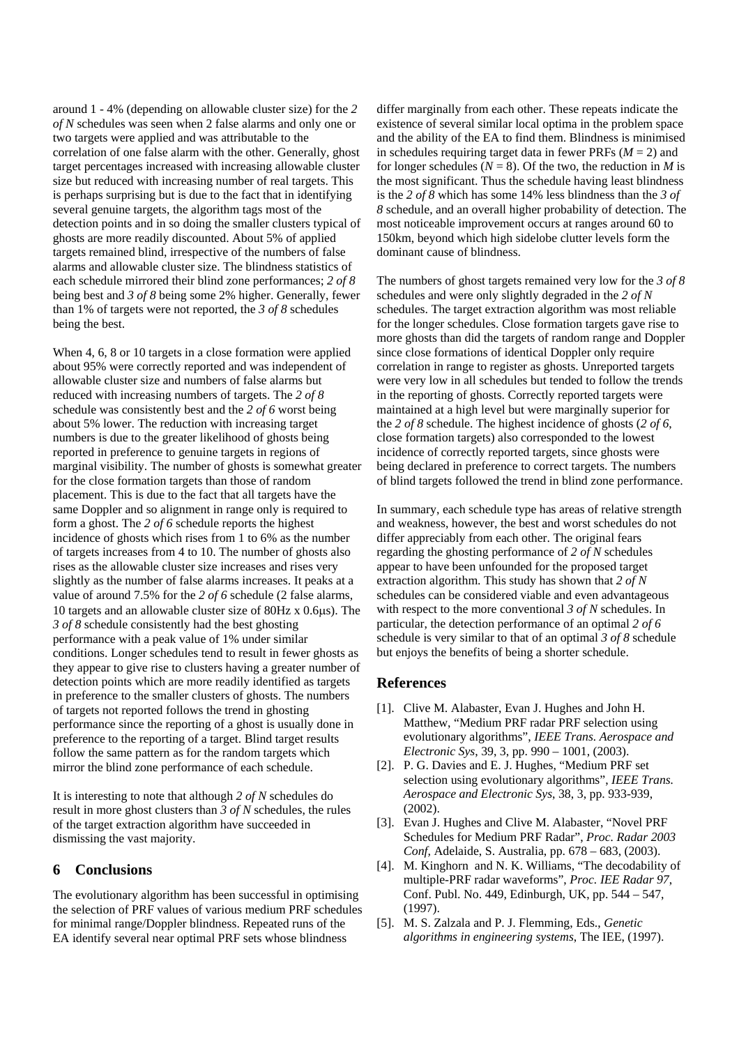around 1 - 4% (depending on allowable cluster size) for the *2 of N* schedules was seen when 2 false alarms and only one or two targets were applied and was attributable to the correlation of one false alarm with the other. Generally, ghost target percentages increased with increasing allowable cluster size but reduced with increasing number of real targets. This is perhaps surprising but is due to the fact that in identifying several genuine targets, the algorithm tags most of the detection points and in so doing the smaller clusters typical of ghosts are more readily discounted. About 5% of applied targets remained blind, irrespective of the numbers of false alarms and allowable cluster size. The blindness statistics of each schedule mirrored their blind zone performances; *2 of 8* being best and *3 of 8* being some 2% higher. Generally, fewer than 1% of targets were not reported, the *3 of 8* schedules being the best.

When 4, 6, 8 or 10 targets in a close formation were applied about 95% were correctly reported and was independent of allowable cluster size and numbers of false alarms but reduced with increasing numbers of targets. The *2 of 8* schedule was consistently best and the *2 of 6* worst being about 5% lower. The reduction with increasing target numbers is due to the greater likelihood of ghosts being reported in preference to genuine targets in regions of marginal visibility. The number of ghosts is somewhat greater for the close formation targets than those of random placement. This is due to the fact that all targets have the same Doppler and so alignment in range only is required to form a ghost. The *2 of 6* schedule reports the highest incidence of ghosts which rises from 1 to 6% as the number of targets increases from 4 to 10. The number of ghosts also rises as the allowable cluster size increases and rises very slightly as the number of false alarms increases. It peaks at a value of around 7.5% for the *2 of 6* schedule (2 false alarms, 10 targets and an allowable cluster size of 80Hz x 0.6μs). The *3 of 8* schedule consistently had the best ghosting performance with a peak value of 1% under similar conditions. Longer schedules tend to result in fewer ghosts as they appear to give rise to clusters having a greater number of detection points which are more readily identified as targets in preference to the smaller clusters of ghosts. The numbers of targets not reported follows the trend in ghosting performance since the reporting of a ghost is usually done in preference to the reporting of a target. Blind target results follow the same pattern as for the random targets which mirror the blind zone performance of each schedule.

It is interesting to note that although *2 of N* schedules do result in more ghost clusters than *3 of N* schedules, the rules of the target extraction algorithm have succeeded in dismissing the vast majority.

## 6 Conclusions

The evolutionary algorithm has been successful in optimising the selection of PRF values of various medium PRF schedules for minimal range/Doppler blindness. Repeated runs of the EA identify several near optimal PRF sets whose blindness differ marginally from each other. These repeats indicate the existence of several similar local optima in the problem space and the ability of the EA to find them. Blindness is minimised in schedules requiring target data in fewer PRFs ($M = 2$) and for longer schedules ($N = 8$). Of the two, the reduction in $M$ is the most significant. Thus the schedule having least blindness is the *2 of 8* which has some 14% less blindness than the *3 of 8* schedule, and an overall higher probability of detection. The most noticeable improvement occurs at ranges around 60 to 150km, beyond which high sidelobe clutter levels form the dominant cause of blindness.

The numbers of ghost targets remained very low for the *3 of 8* schedules and were only slightly degraded in the *2 of N* schedules. The target extraction algorithm was most reliable for the longer schedules. Close formation targets gave rise to more ghosts than did the targets of random range and Doppler since close formations of identical Doppler only require correlation in range to register as ghosts. Unreported targets were very low in all schedules but tended to follow the trends in the reporting of ghosts. Correctly reported targets were maintained at a high level but were marginally superior for the *2 of 8* schedule. The highest incidence of ghosts (*2 of 6*, close formation targets) also corresponded to the lowest incidence of correctly reported targets, since ghosts were being declared in preference to correct targets. The numbers of blind targets followed the trend in blind zone performance.

In summary, each schedule type has areas of relative strength and weakness, however, the best and worst schedules do not differ appreciably from each other. The original fears regarding the ghosting performance of *2 of N* schedules appear to have been unfounded for the proposed target extraction algorithm. This study has shown that *2 of N* schedules can be considered viable and even advantageous with respect to the more conventional *3 of N* schedules. In particular, the detection performance of an optimal *2 of 6* schedule is very similar to that of an optimal *3 of 8* schedule but enjoys the benefits of being a shorter schedule.

## References

[1]. Clive M. Alabaster, Evan J. Hughes and John H. Matthew, "Medium PRF radar PRF selection using evolutionary algorithms", *IEEE Trans. Aerospace and Electronic Sys*, 39, 3, pp. 990 – 1001, (2003).

[2]. P. G. Davies and E. J. Hughes, "Medium PRF set selection using evolutionary algorithms", *IEEE Trans. Aerospace and Electronic Sys*, 38, 3, pp. 933-939, (2002).

[3]. Evan J. Hughes and Clive M. Alabaster, "Novel PRF Schedules for Medium PRF Radar", *Proc. Radar 2003 Conf*, Adelaide, S. Australia, pp. 678 – 683, (2003).

[4]. M. Kinghorn and N. K. Williams, "The decodability of multiple-PRF radar waveforms", *Proc. IEE Radar 97*, Conf. Publ. No. 449, Edinburgh, UK, pp. 544 – 547, (1997).

[5]. M. S. Zalzala and P. J. Flemming, Eds., *Genetic algorithms in engineering systems*, The IEE, (1997).